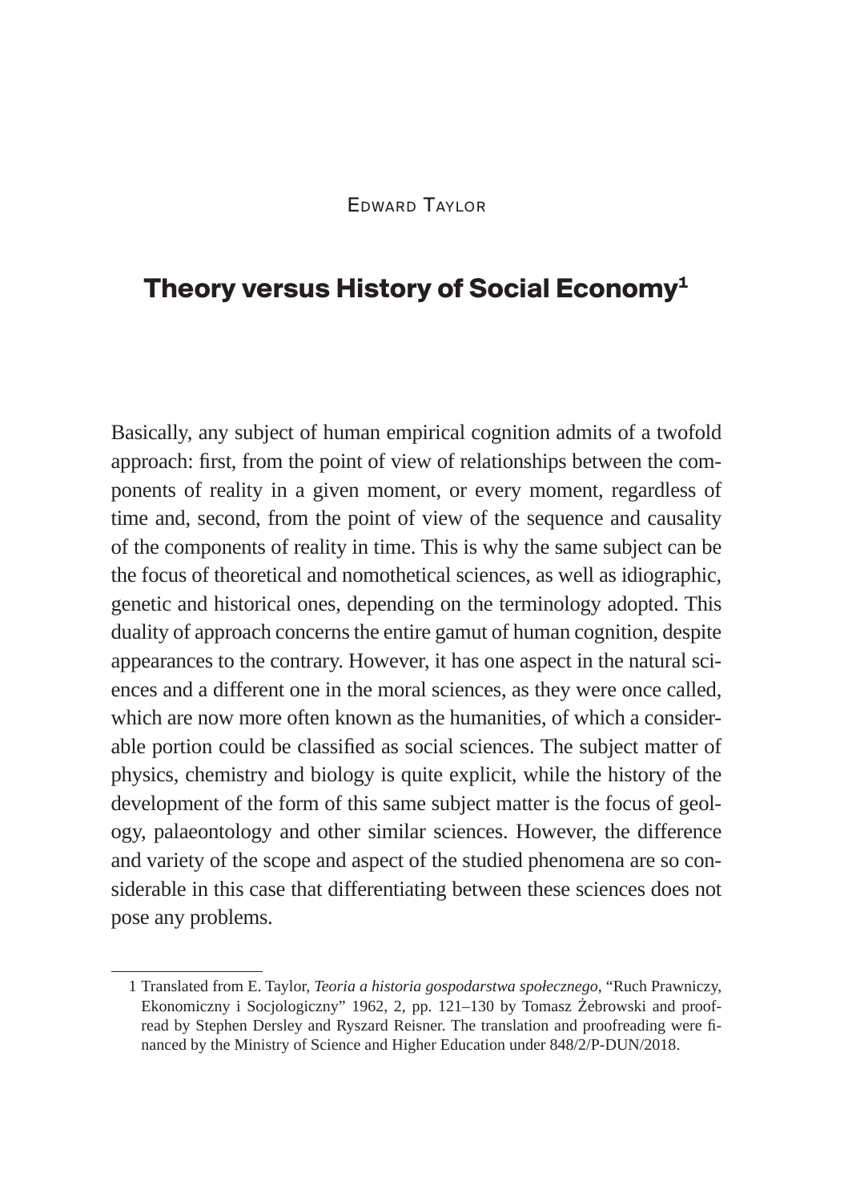Edward Taylor

# Theory versus History of Social Economy[1]

Basically, any subject of human empirical cognition admits of a twofold approach: first, from the point of view of relationships between the components of reality in a given moment, or every moment, regardless of time and, second, from the point of view of the sequence and causality of the components of reality in time. This is why the same subject can be the focus of theoretical and nomothetical sciences, as well as idiographic, genetic and historical ones, depending on the terminology adopted. This duality of approach concerns the entire gamut of human cognition, despite appearances to the contrary. However, it has one aspect in the natural sciences and a different one in the moral sciences, as they were once called, which are now more often known as the humanities, of which a considerable portion could be classified as social sciences. The subject matter of physics, chemistry and biology is quite explicit, while the history of the development of the form of this same subject matter is the focus of geology, palaeontology and other similar sciences. However, the difference and variety of the scope and aspect of the studied phenomena are so considerable in this case that differentiating between these sciences does not pose any problems.

1 Translated from E. Taylor, *Teoria a historia gospodarstwa społecznego*, "Ruch Prawniczy, Ekonomiczny i Socjologiczny" 1962, 2, pp. 121–130 by Tomasz Żebrowski and proofread by Stephen Dersley and Ryszard Reisner. The translation and proofreading were financed by the Ministry of Science and Higher Education under 848/2/P-DUN/2018.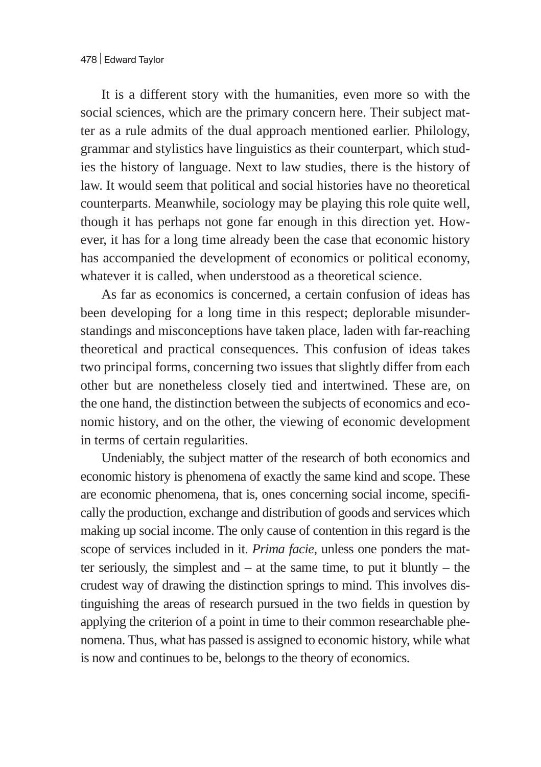It is a different story with the humanities, even more so with the social sciences, which are the primary concern here. Their subject matter as a rule admits of the dual approach mentioned earlier. Philology, grammar and stylistics have linguistics as their counterpart, which studies the history of language. Next to law studies, there is the history of law. It would seem that political and social histories have no theoretical counterparts. Meanwhile, sociology may be playing this role quite well, though it has perhaps not gone far enough in this direction yet. However, it has for a long time already been the case that economic history has accompanied the development of economics or political economy, whatever it is called, when understood as a theoretical science.

As far as economics is concerned, a certain confusion of ideas has been developing for a long time in this respect; deplorable misunderstandings and misconceptions have taken place, laden with far-reaching theoretical and practical consequences. This confusion of ideas takes two principal forms, concerning two issues that slightly differ from each other but are nonetheless closely tied and intertwined. These are, on the one hand, the distinction between the subjects of economics and economic history, and on the other, the viewing of economic development in terms of certain regularities.

Undeniably, the subject matter of the research of both economics and economic history is phenomena of exactly the same kind and scope. These are economic phenomena, that is, ones concerning social income, specifically the production, exchange and distribution of goods and services which making up social income. The only cause of contention in this regard is the scope of services included in it. *Prima facie*, unless one ponders the matter seriously, the simplest and – at the same time, to put it bluntly – the crudest way of drawing the distinction springs to mind. This involves distinguishing the areas of research pursued in the two fields in question by applying the criterion of a point in time to their common researchable phenomena. Thus, what has passed is assigned to economic history, while what is now and continues to be, belongs to the theory of economics.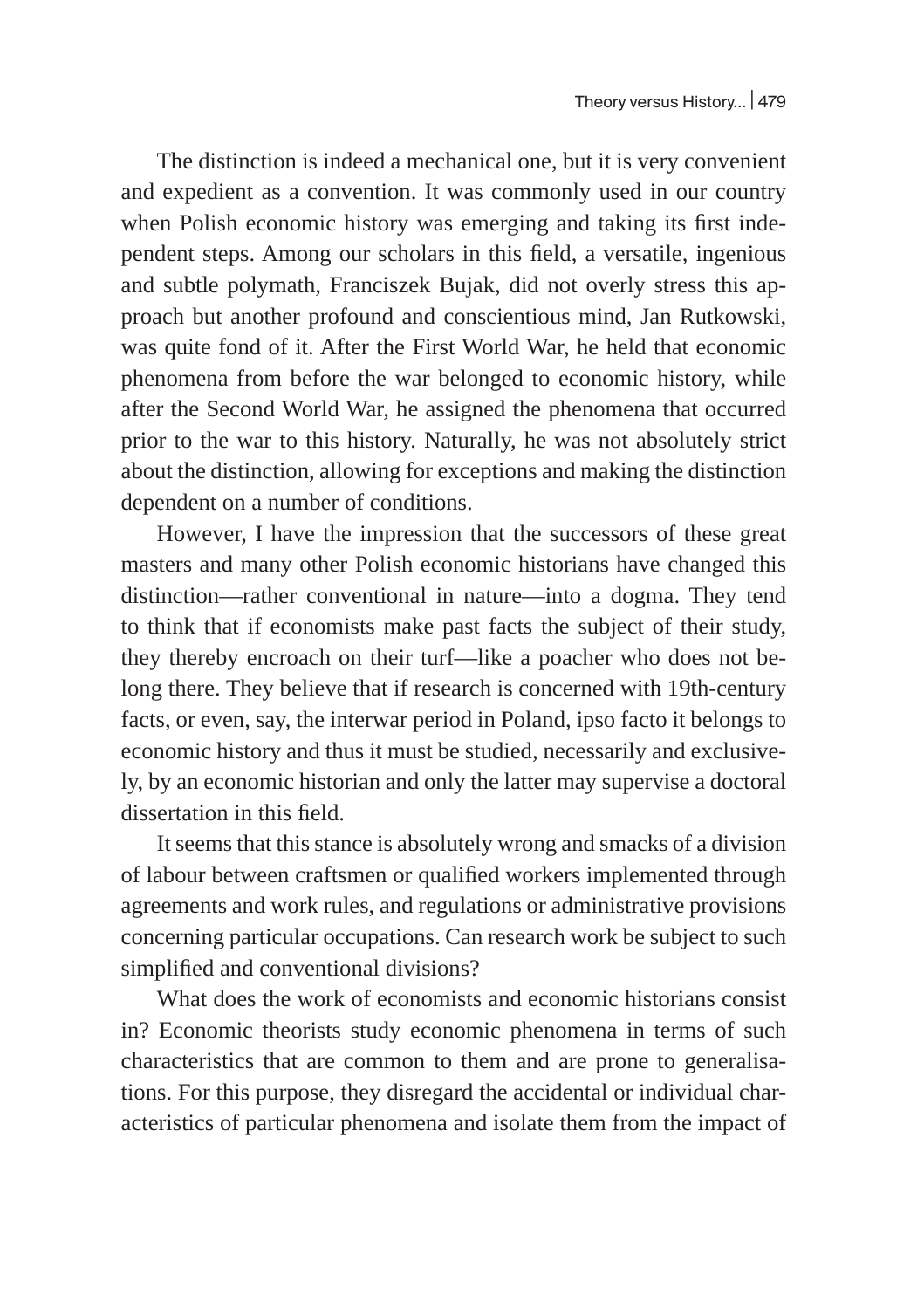The distinction is indeed a mechanical one, but it is very convenient and expedient as a convention. It was commonly used in our country when Polish economic history was emerging and taking its first independent steps. Among our scholars in this field, a versatile, ingenious and subtle polymath, Franciszek Bujak, did not overly stress this approach but another profound and conscientious mind, Jan Rutkowski, was quite fond of it. After the First World War, he held that economic phenomena from before the war belonged to economic history, while after the Second World War, he assigned the phenomena that occurred prior to the war to this history. Naturally, he was not absolutely strict about the distinction, allowing for exceptions and making the distinction dependent on a number of conditions.

However, I have the impression that the successors of these great masters and many other Polish economic historians have changed this distinction—rather conventional in nature—into a dogma. They tend to think that if economists make past facts the subject of their study, they thereby encroach on their turf—like a poacher who does not belong there. They believe that if research is concerned with 19th-century facts, or even, say, the interwar period in Poland, ipso facto it belongs to economic history and thus it must be studied, necessarily and exclusively, by an economic historian and only the latter may supervise a doctoral dissertation in this field.

It seems that this stance is absolutely wrong and smacks of a division of labour between craftsmen or qualified workers implemented through agreements and work rules, and regulations or administrative provisions concerning particular occupations. Can research work be subject to such simplified and conventional divisions?

What does the work of economists and economic historians consist in? Economic theorists study economic phenomena in terms of such characteristics that are common to them and are prone to generalisations. For this purpose, they disregard the accidental or individual characteristics of particular phenomena and isolate them from the impact of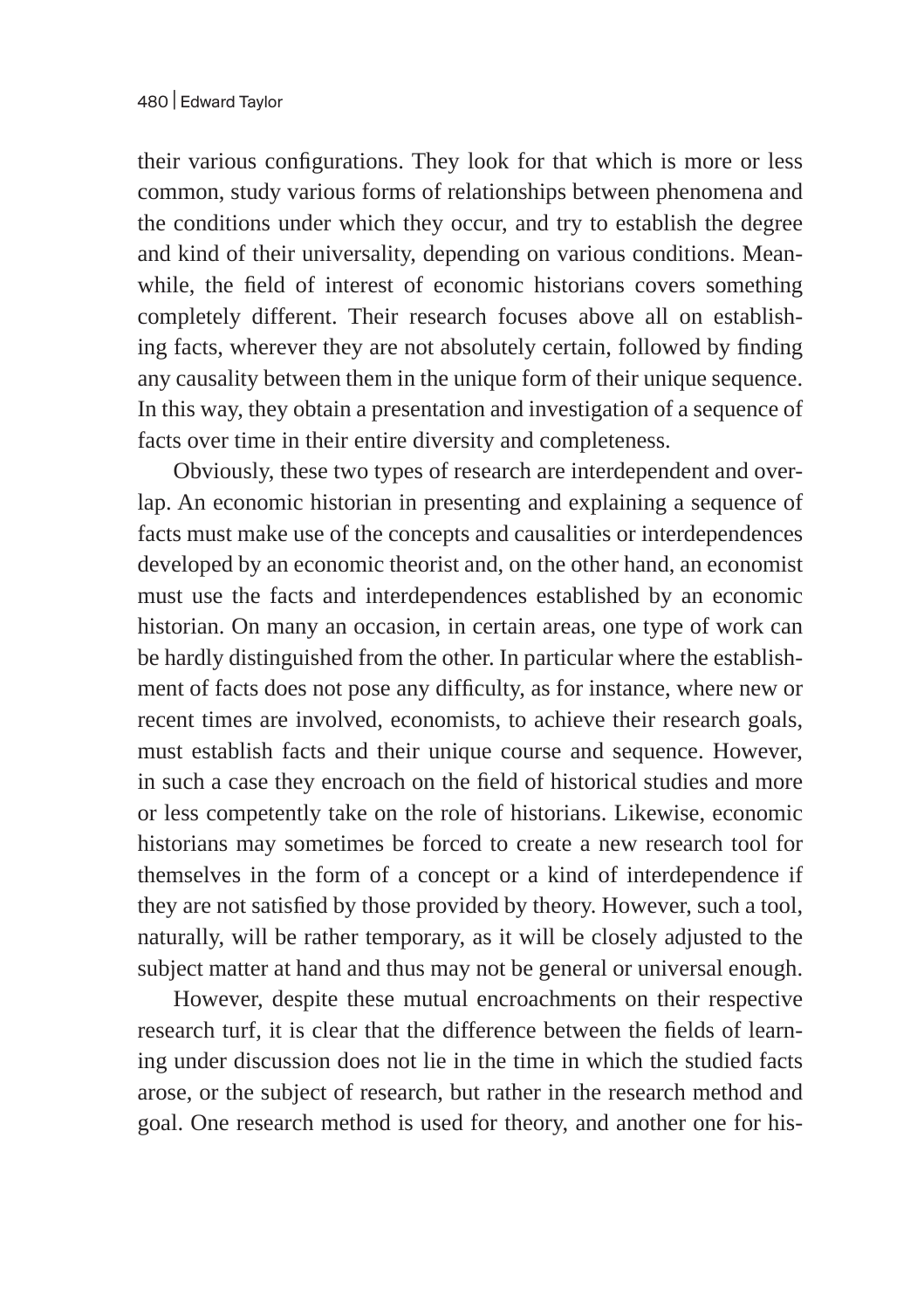their various configurations. They look for that which is more or less common, study various forms of relationships between phenomena and the conditions under which they occur, and try to establish the degree and kind of their universality, depending on various conditions. Meanwhile, the field of interest of economic historians covers something completely different. Their research focuses above all on establishing facts, wherever they are not absolutely certain, followed by finding any causality between them in the unique form of their unique sequence. In this way, they obtain a presentation and investigation of a sequence of facts over time in their entire diversity and completeness.

Obviously, these two types of research are interdependent and overlap. An economic historian in presenting and explaining a sequence of facts must make use of the concepts and causalities or interdependences developed by an economic theorist and, on the other hand, an economist must use the facts and interdependences established by an economic historian. On many an occasion, in certain areas, one type of work can be hardly distinguished from the other. In particular where the establishment of facts does not pose any difficulty, as for instance, where new or recent times are involved, economists, to achieve their research goals, must establish facts and their unique course and sequence. However, in such a case they encroach on the field of historical studies and more or less competently take on the role of historians. Likewise, economic historians may sometimes be forced to create a new research tool for themselves in the form of a concept or a kind of interdependence if they are not satisfied by those provided by theory. However, such a tool, naturally, will be rather temporary, as it will be closely adjusted to the subject matter at hand and thus may not be general or universal enough.

However, despite these mutual encroachments on their respective research turf, it is clear that the difference between the fields of learning under discussion does not lie in the time in which the studied facts arose, or the subject of research, but rather in the research method and goal. One research method is used for theory, and another one for his-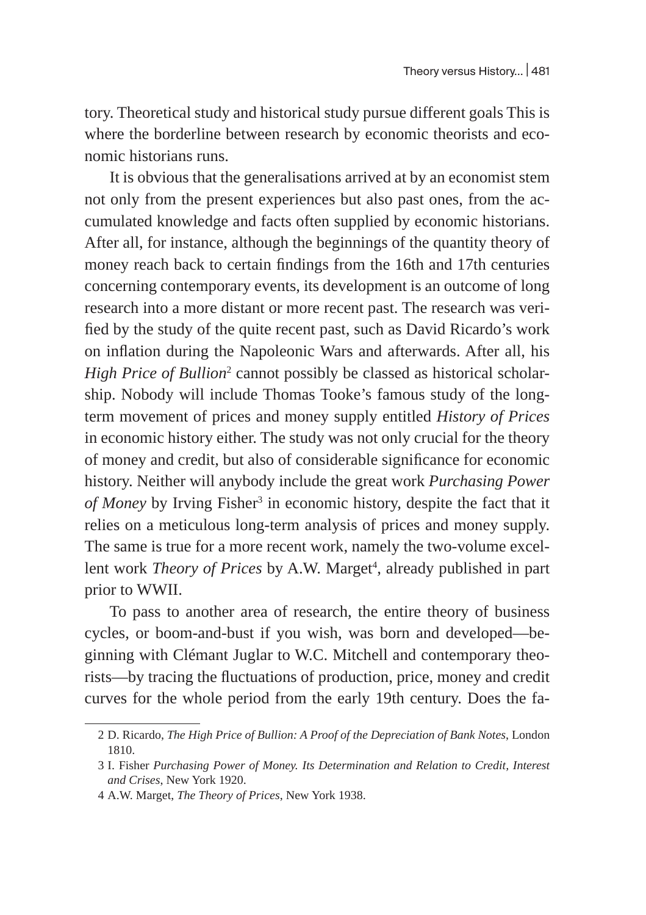tory. Theoretical study and historical study pursue different goals This is where the borderline between research by economic theorists and economic historians runs.

It is obvious that the generalisations arrived at by an economist stem not only from the present experiences but also past ones, from the accumulated knowledge and facts often supplied by economic historians. After all, for instance, although the beginnings of the quantity theory of money reach back to certain findings from the 16th and 17th centuries concerning contemporary events, its development is an outcome of long research into a more distant or more recent past. The research was verified by the study of the quite recent past, such as David Ricardo's work on inflation during the Napoleonic Wars and afterwards. After all, his *High Price of Bullion*[2] cannot possibly be classed as historical scholarship. Nobody will include Thomas Tooke's famous study of the long-term movement of prices and money supply entitled *History of Prices* in economic history either. The study was not only crucial for the theory of money and credit, but also of considerable significance for economic history. Neither will anybody include the great work *Purchasing Power of Money* by Irving Fisher[3] in economic history, despite the fact that it relies on a meticulous long-term analysis of prices and money supply. The same is true for a more recent work, namely the two-volume excellent work *Theory of Prices* by A.W. Marget[4], already published in part prior to WWII.

To pass to another area of research, the entire theory of business cycles, or boom-and-bust if you wish, was born and developed—beginning with Clémant Juglar to W.C. Mitchell and contemporary theorists—by tracing the fluctuations of production, price, money and credit curves for the whole period from the early 19th century. Does the fa-

2 D. Ricardo, *The High Price of Bullion: A Proof of the Depreciation of Bank Notes*, London 1810.

3 I. Fisher *Purchasing Power of Money. Its Determination and Relation to Credit, Interest and Crises*, New York 1920.

4 A.W. Marget, *The Theory of Prices*, New York 1938.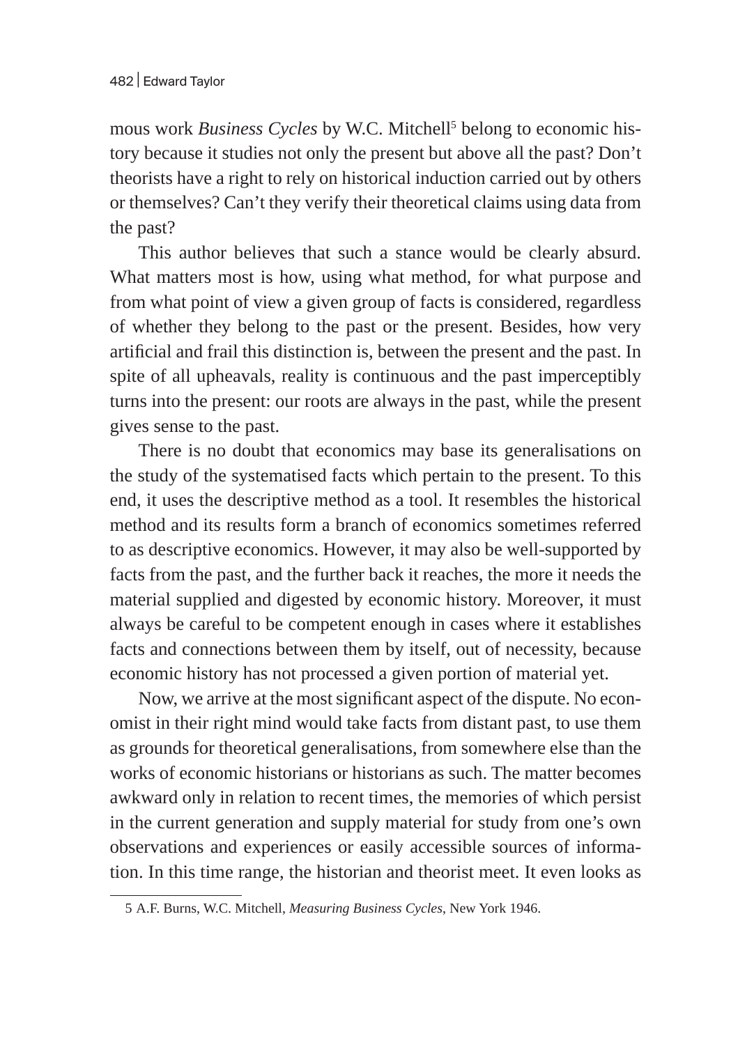mous work *Business Cycles* by W.C. Mitchell[5] belong to economic history because it studies not only the present but above all the past? Don't theorists have a right to rely on historical induction carried out by others or themselves? Can't they verify their theoretical claims using data from the past?

This author believes that such a stance would be clearly absurd. What matters most is how, using what method, for what purpose and from what point of view a given group of facts is considered, regardless of whether they belong to the past or the present. Besides, how very artificial and frail this distinction is, between the present and the past. In spite of all upheavals, reality is continuous and the past imperceptibly turns into the present: our roots are always in the past, while the present gives sense to the past.

There is no doubt that economics may base its generalisations on the study of the systematised facts which pertain to the present. To this end, it uses the descriptive method as a tool. It resembles the historical method and its results form a branch of economics sometimes referred to as descriptive economics. However, it may also be well-supported by facts from the past, and the further back it reaches, the more it needs the material supplied and digested by economic history. Moreover, it must always be careful to be competent enough in cases where it establishes facts and connections between them by itself, out of necessity, because economic history has not processed a given portion of material yet.

Now, we arrive at the most significant aspect of the dispute. No economist in their right mind would take facts from distant past, to use them as grounds for theoretical generalisations, from somewhere else than the works of economic historians or historians as such. The matter becomes awkward only in relation to recent times, the memories of which persist in the current generation and supply material for study from one's own observations and experiences or easily accessible sources of information. In this time range, the historian and theorist meet. It even looks as

5 A.F. Burns, W.C. Mitchell, *Measuring Business Cycles*, New York 1946.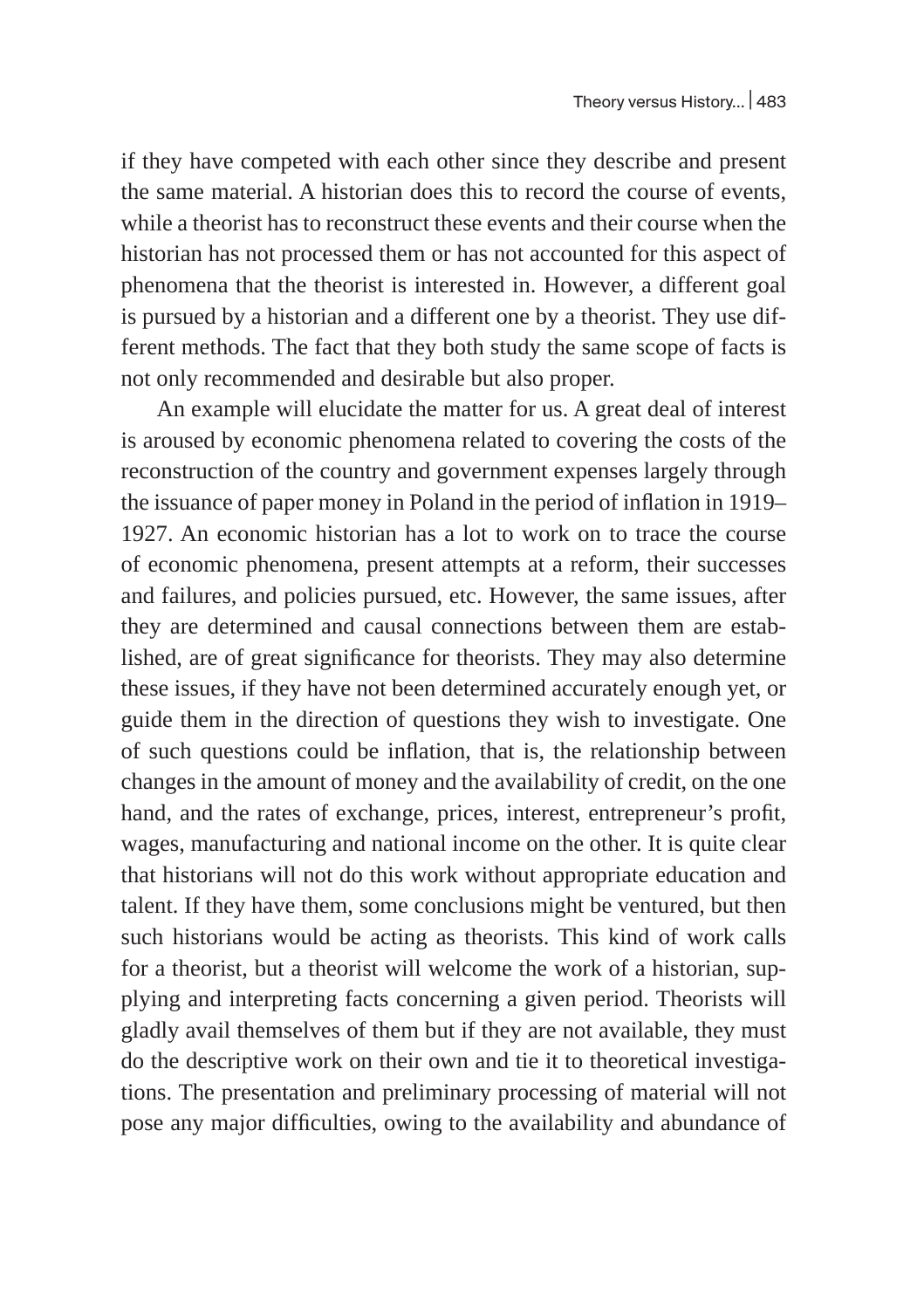if they have competed with each other since they describe and present the same material. A historian does this to record the course of events, while a theorist has to reconstruct these events and their course when the historian has not processed them or has not accounted for this aspect of phenomena that the theorist is interested in. However, a different goal is pursued by a historian and a different one by a theorist. They use different methods. The fact that they both study the same scope of facts is not only recommended and desirable but also proper.

An example will elucidate the matter for us. A great deal of interest is aroused by economic phenomena related to covering the costs of the reconstruction of the country and government expenses largely through the issuance of paper money in Poland in the period of inflation in 1919–1927. An economic historian has a lot to work on to trace the course of economic phenomena, present attempts at a reform, their successes and failures, and policies pursued, etc. However, the same issues, after they are determined and causal connections between them are established, are of great significance for theorists. They may also determine these issues, if they have not been determined accurately enough yet, or guide them in the direction of questions they wish to investigate. One of such questions could be inflation, that is, the relationship between changes in the amount of money and the availability of credit, on the one hand, and the rates of exchange, prices, interest, entrepreneur's profit, wages, manufacturing and national income on the other. It is quite clear that historians will not do this work without appropriate education and talent. If they have them, some conclusions might be ventured, but then such historians would be acting as theorists. This kind of work calls for a theorist, but a theorist will welcome the work of a historian, supplying and interpreting facts concerning a given period. Theorists will gladly avail themselves of them but if they are not available, they must do the descriptive work on their own and tie it to theoretical investigations. The presentation and preliminary processing of material will not pose any major difficulties, owing to the availability and abundance of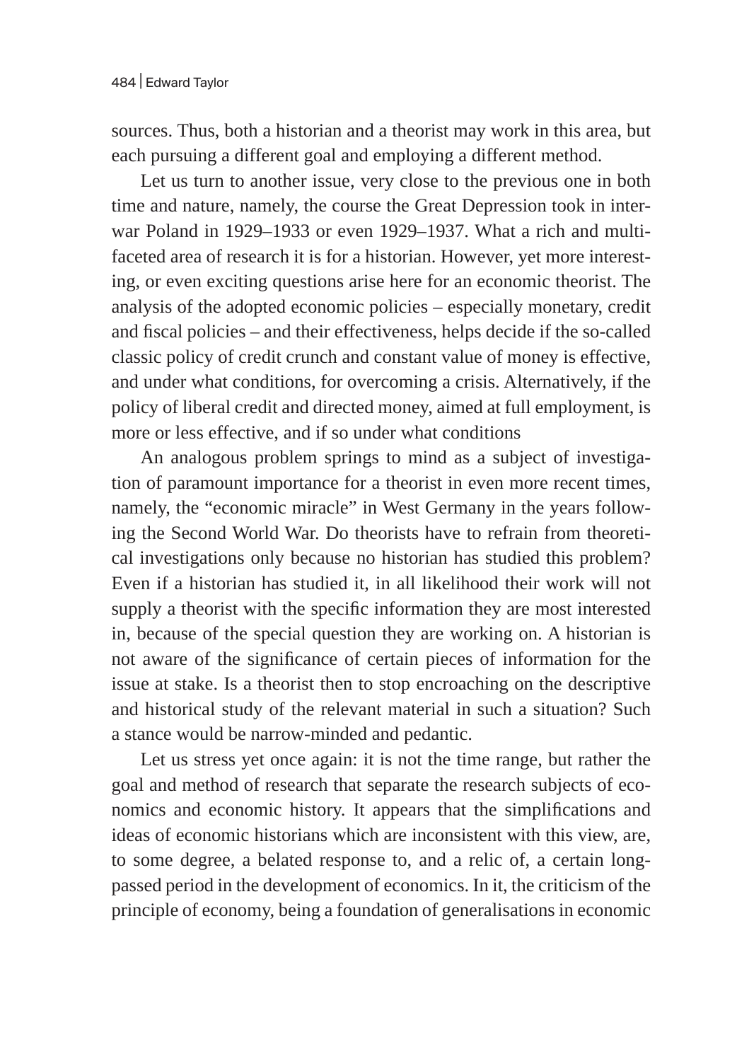sources. Thus, both a historian and a theorist may work in this area, but each pursuing a different goal and employing a different method.

Let us turn to another issue, very close to the previous one in both time and nature, namely, the course the Great Depression took in interwar Poland in 1929–1933 or even 1929–1937. What a rich and multifaceted area of research it is for a historian. However, yet more interesting, or even exciting questions arise here for an economic theorist. The analysis of the adopted economic policies – especially monetary, credit and fiscal policies – and their effectiveness, helps decide if the so-called classic policy of credit crunch and constant value of money is effective, and under what conditions, for overcoming a crisis. Alternatively, if the policy of liberal credit and directed money, aimed at full employment, is more or less effective, and if so under what conditions

An analogous problem springs to mind as a subject of investigation of paramount importance for a theorist in even more recent times, namely, the "economic miracle" in West Germany in the years following the Second World War. Do theorists have to refrain from theoretical investigations only because no historian has studied this problem? Even if a historian has studied it, in all likelihood their work will not supply a theorist with the specific information they are most interested in, because of the special question they are working on. A historian is not aware of the significance of certain pieces of information for the issue at stake. Is a theorist then to stop encroaching on the descriptive and historical study of the relevant material in such a situation? Such a stance would be narrow-minded and pedantic.

Let us stress yet once again: it is not the time range, but rather the goal and method of research that separate the research subjects of economics and economic history. It appears that the simplifications and ideas of economic historians which are inconsistent with this view, are, to some degree, a belated response to, and a relic of, a certain long-passed period in the development of economics. In it, the criticism of the principle of economy, being a foundation of generalisations in economic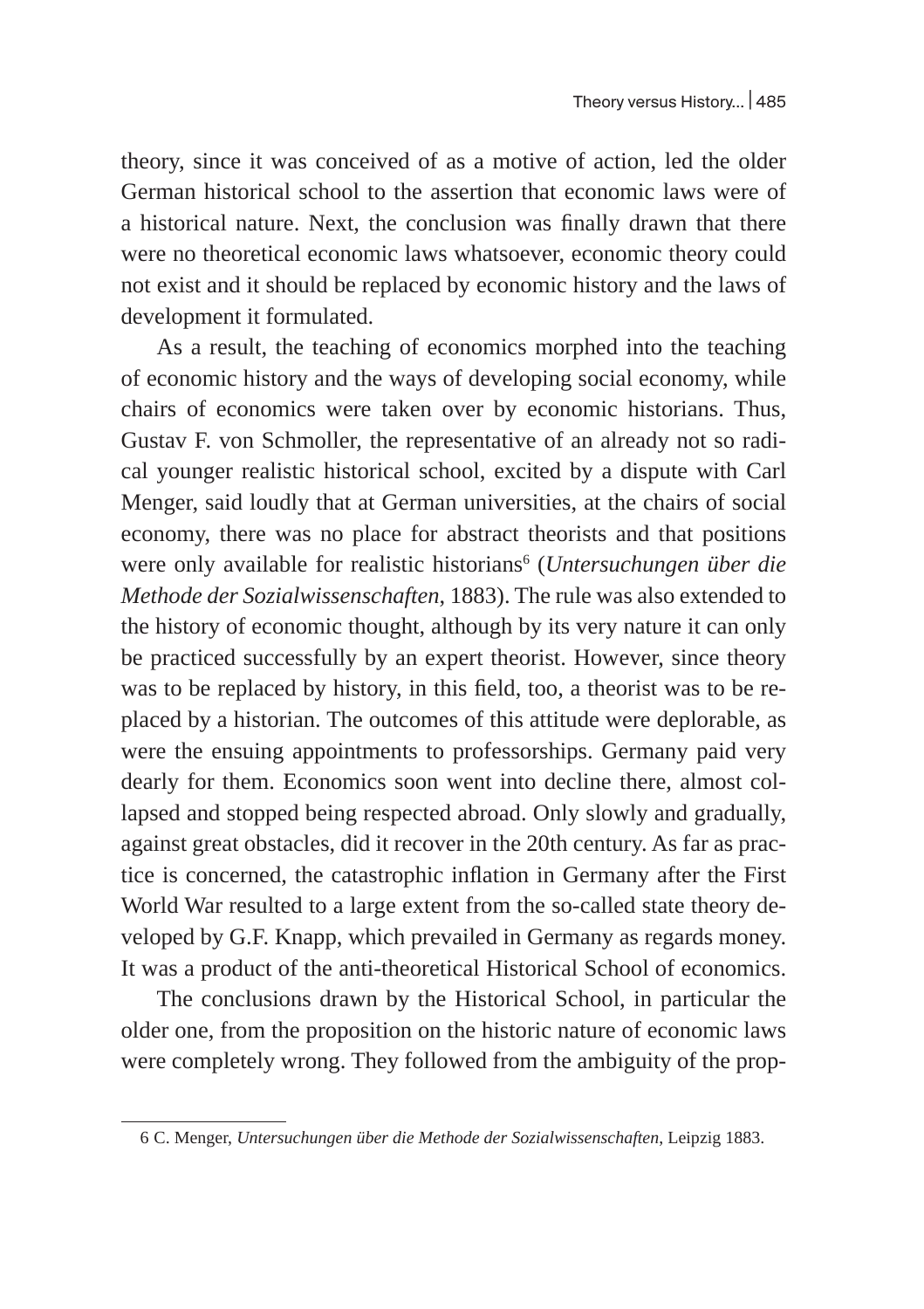theory, since it was conceived of as a motive of action, led the older German historical school to the assertion that economic laws were of a historical nature. Next, the conclusion was finally drawn that there were no theoretical economic laws whatsoever, economic theory could not exist and it should be replaced by economic history and the laws of development it formulated.

As a result, the teaching of economics morphed into the teaching of economic history and the ways of developing social economy, while chairs of economics were taken over by economic historians. Thus, Gustav F. von Schmoller, the representative of an already not so radical younger realistic historical school, excited by a dispute with Carl Menger, said loudly that at German universities, at the chairs of social economy, there was no place for abstract theorists and that positions were only available for realistic historians[6] (*Untersuchungen über die Methode der Sozialwissenschaften*, 1883). The rule was also extended to the history of economic thought, although by its very nature it can only be practiced successfully by an expert theorist. However, since theory was to be replaced by history, in this field, too, a theorist was to be replaced by a historian. The outcomes of this attitude were deplorable, as were the ensuing appointments to professorships. Germany paid very dearly for them. Economics soon went into decline there, almost collapsed and stopped being respected abroad. Only slowly and gradually, against great obstacles, did it recover in the 20th century. As far as practice is concerned, the catastrophic inflation in Germany after the First World War resulted to a large extent from the so-called state theory developed by G.F. Knapp, which prevailed in Germany as regards money. It was a product of the anti-theoretical Historical School of economics.

The conclusions drawn by the Historical School, in particular the older one, from the proposition on the historic nature of economic laws were completely wrong. They followed from the ambiguity of the prop-

---

6 C. Menger, *Untersuchungen über die Methode der Sozialwissenschaften*, Leipzig 1883.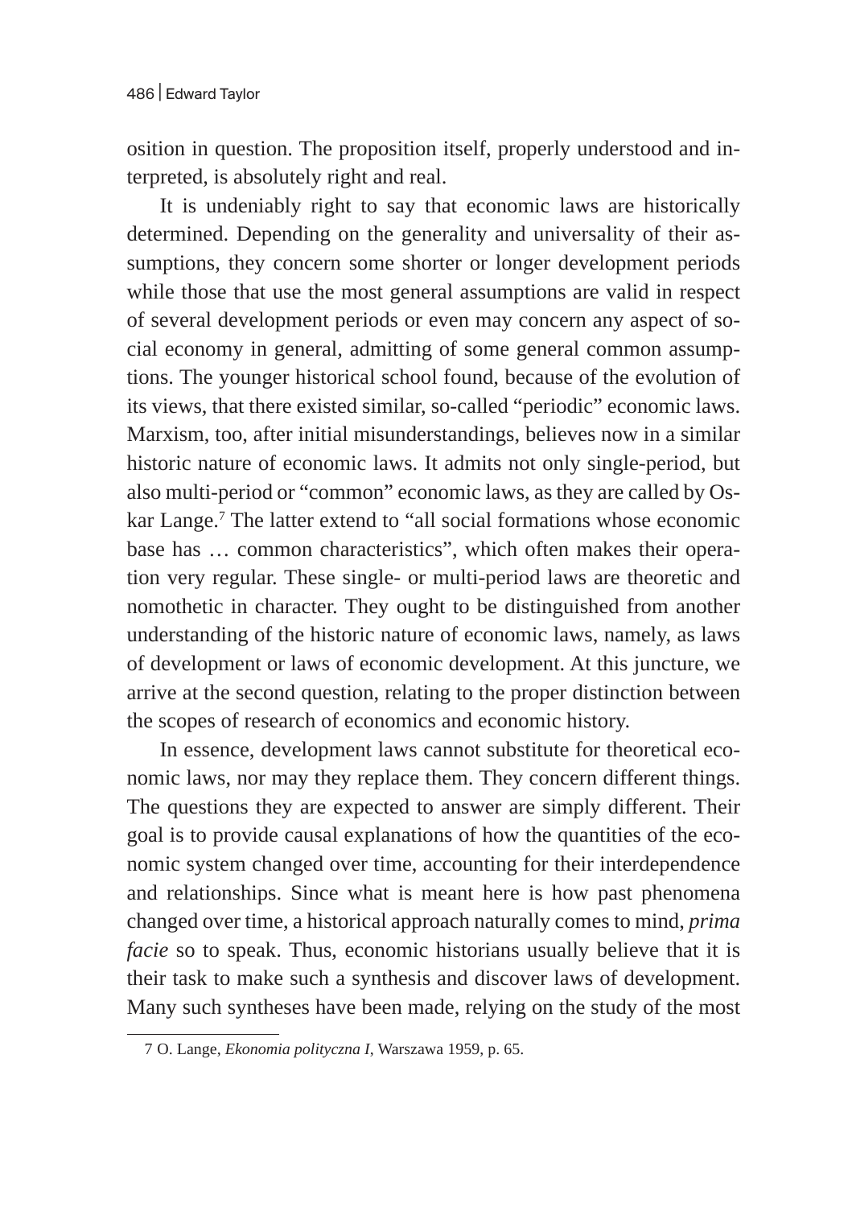osition in question. The proposition itself, properly understood and interpreted, is absolutely right and real.

It is undeniably right to say that economic laws are historically determined. Depending on the generality and universality of their assumptions, they concern some shorter or longer development periods while those that use the most general assumptions are valid in respect of several development periods or even may concern any aspect of social economy in general, admitting of some general common assumptions. The younger historical school found, because of the evolution of its views, that there existed similar, so-called "periodic" economic laws. Marxism, too, after initial misunderstandings, believes now in a similar historic nature of economic laws. It admits not only single-period, but also multi-period or "common" economic laws, as they are called by Oskar Lange.[7] The latter extend to "all social formations whose economic base has … common characteristics", which often makes their operation very regular. These single- or multi-period laws are theoretic and nomothetic in character. They ought to be distinguished from another understanding of the historic nature of economic laws, namely, as laws of development or laws of economic development. At this juncture, we arrive at the second question, relating to the proper distinction between the scopes of research of economics and economic history.

In essence, development laws cannot substitute for theoretical economic laws, nor may they replace them. They concern different things. The questions they are expected to answer are simply different. Their goal is to provide causal explanations of how the quantities of the economic system changed over time, accounting for their interdependence and relationships. Since what is meant here is how past phenomena changed over time, a historical approach naturally comes to mind, *prima facie* so to speak. Thus, economic historians usually believe that it is their task to make such a synthesis and discover laws of development. Many such syntheses have been made, relying on the study of the most

7 O. Lange, *Ekonomia polityczna I*, Warszawa 1959, p. 65.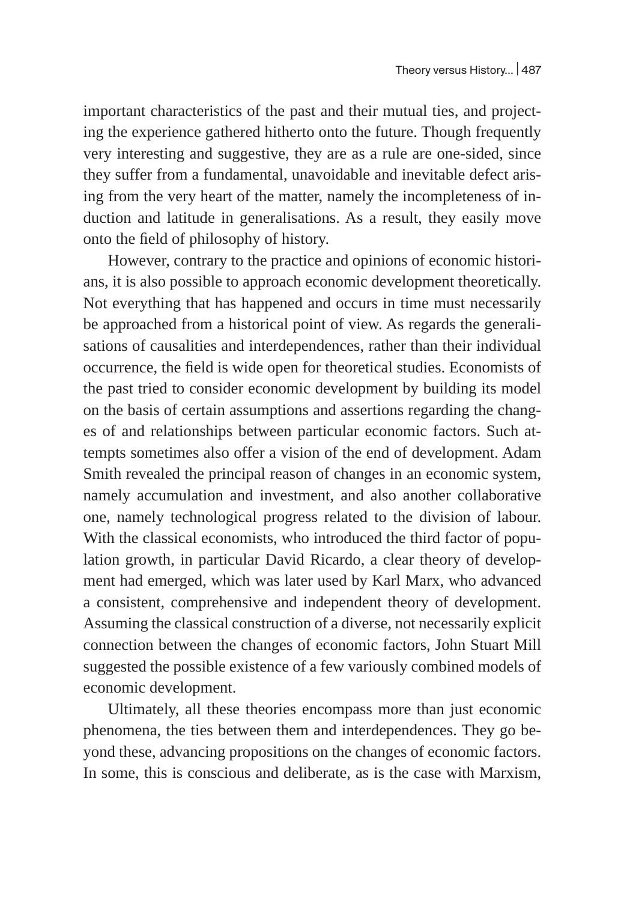important characteristics of the past and their mutual ties, and projecting the experience gathered hitherto onto the future. Though frequently very interesting and suggestive, they are as a rule are one-sided, since they suffer from a fundamental, unavoidable and inevitable defect arising from the very heart of the matter, namely the incompleteness of induction and latitude in generalisations. As a result, they easily move onto the field of philosophy of history.

However, contrary to the practice and opinions of economic historians, it is also possible to approach economic development theoretically. Not everything that has happened and occurs in time must necessarily be approached from a historical point of view. As regards the generalisations of causalities and interdependences, rather than their individual occurrence, the field is wide open for theoretical studies. Economists of the past tried to consider economic development by building its model on the basis of certain assumptions and assertions regarding the changes of and relationships between particular economic factors. Such attempts sometimes also offer a vision of the end of development. Adam Smith revealed the principal reason of changes in an economic system, namely accumulation and investment, and also another collaborative one, namely technological progress related to the division of labour. With the classical economists, who introduced the third factor of population growth, in particular David Ricardo, a clear theory of development had emerged, which was later used by Karl Marx, who advanced a consistent, comprehensive and independent theory of development. Assuming the classical construction of a diverse, not necessarily explicit connection between the changes of economic factors, John Stuart Mill suggested the possible existence of a few variously combined models of economic development.

Ultimately, all these theories encompass more than just economic phenomena, the ties between them and interdependences. They go beyond these, advancing propositions on the changes of economic factors. In some, this is conscious and deliberate, as is the case with Marxism,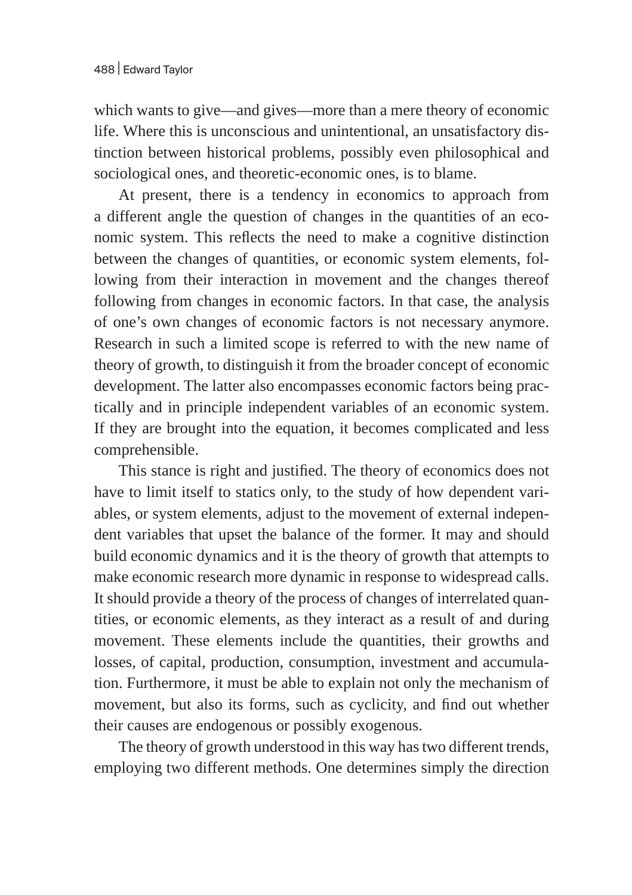which wants to give—and gives—more than a mere theory of economic life. Where this is unconscious and unintentional, an unsatisfactory distinction between historical problems, possibly even philosophical and sociological ones, and theoretic-economic ones, is to blame.

At present, there is a tendency in economics to approach from a different angle the question of changes in the quantities of an economic system. This reflects the need to make a cognitive distinction between the changes of quantities, or economic system elements, following from their interaction in movement and the changes thereof following from changes in economic factors. In that case, the analysis of one's own changes of economic factors is not necessary anymore. Research in such a limited scope is referred to with the new name of theory of growth, to distinguish it from the broader concept of economic development. The latter also encompasses economic factors being practically and in principle independent variables of an economic system. If they are brought into the equation, it becomes complicated and less comprehensible.

This stance is right and justified. The theory of economics does not have to limit itself to statics only, to the study of how dependent variables, or system elements, adjust to the movement of external independent variables that upset the balance of the former. It may and should build economic dynamics and it is the theory of growth that attempts to make economic research more dynamic in response to widespread calls. It should provide a theory of the process of changes of interrelated quantities, or economic elements, as they interact as a result of and during movement. These elements include the quantities, their growths and losses, of capital, production, consumption, investment and accumulation. Furthermore, it must be able to explain not only the mechanism of movement, but also its forms, such as cyclicity, and find out whether their causes are endogenous or possibly exogenous.

The theory of growth understood in this way has two different trends, employing two different methods. One determines simply the direction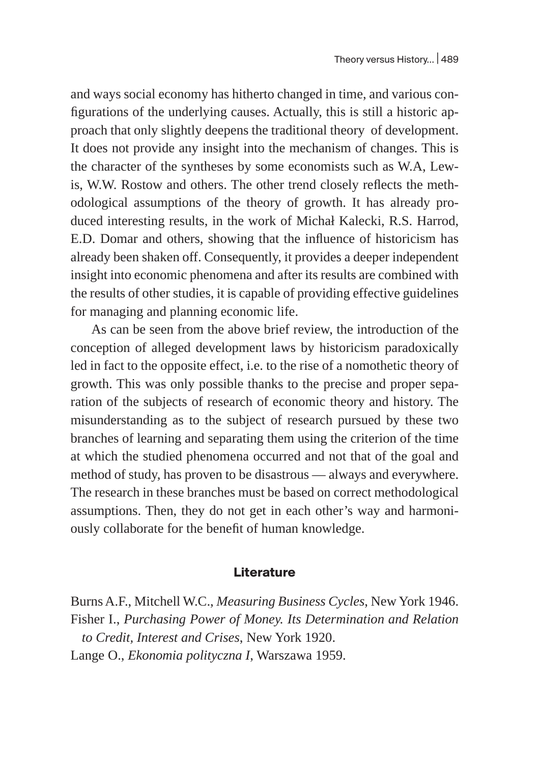and ways social economy has hitherto changed in time, and various configurations of the underlying causes. Actually, this is still a historic approach that only slightly deepens the traditional theory of development. It does not provide any insight into the mechanism of changes. This is the character of the syntheses by some economists such as W.A, Lewis, W.W. Rostow and others. The other trend closely reflects the methodological assumptions of the theory of growth. It has already produced interesting results, in the work of Michał Kalecki, R.S. Harrod, E.D. Domar and others, showing that the influence of historicism has already been shaken off. Consequently, it provides a deeper independent insight into economic phenomena and after its results are combined with the results of other studies, it is capable of providing effective guidelines for managing and planning economic life.

As can be seen from the above brief review, the introduction of the conception of alleged development laws by historicism paradoxically led in fact to the opposite effect, i.e. to the rise of a nomothetic theory of growth. This was only possible thanks to the precise and proper separation of the subjects of research of economic theory and history. The misunderstanding as to the subject of research pursued by these two branches of learning and separating them using the criterion of the time at which the studied phenomena occurred and not that of the goal and method of study, has proven to be disastrous — always and everywhere. The research in these branches must be based on correct methodological assumptions. Then, they do not get in each other's way and harmoniously collaborate for the benefit of human knowledge.

## Literature

Burns A.F., Mitchell W.C., *Measuring Business Cycles*, New York 1946.

Fisher I., *Purchasing Power of Money. Its Determination and Relation to Credit, Interest and Crises*, New York 1920.

Lange O., *Ekonomia polityczna I*, Warszawa 1959.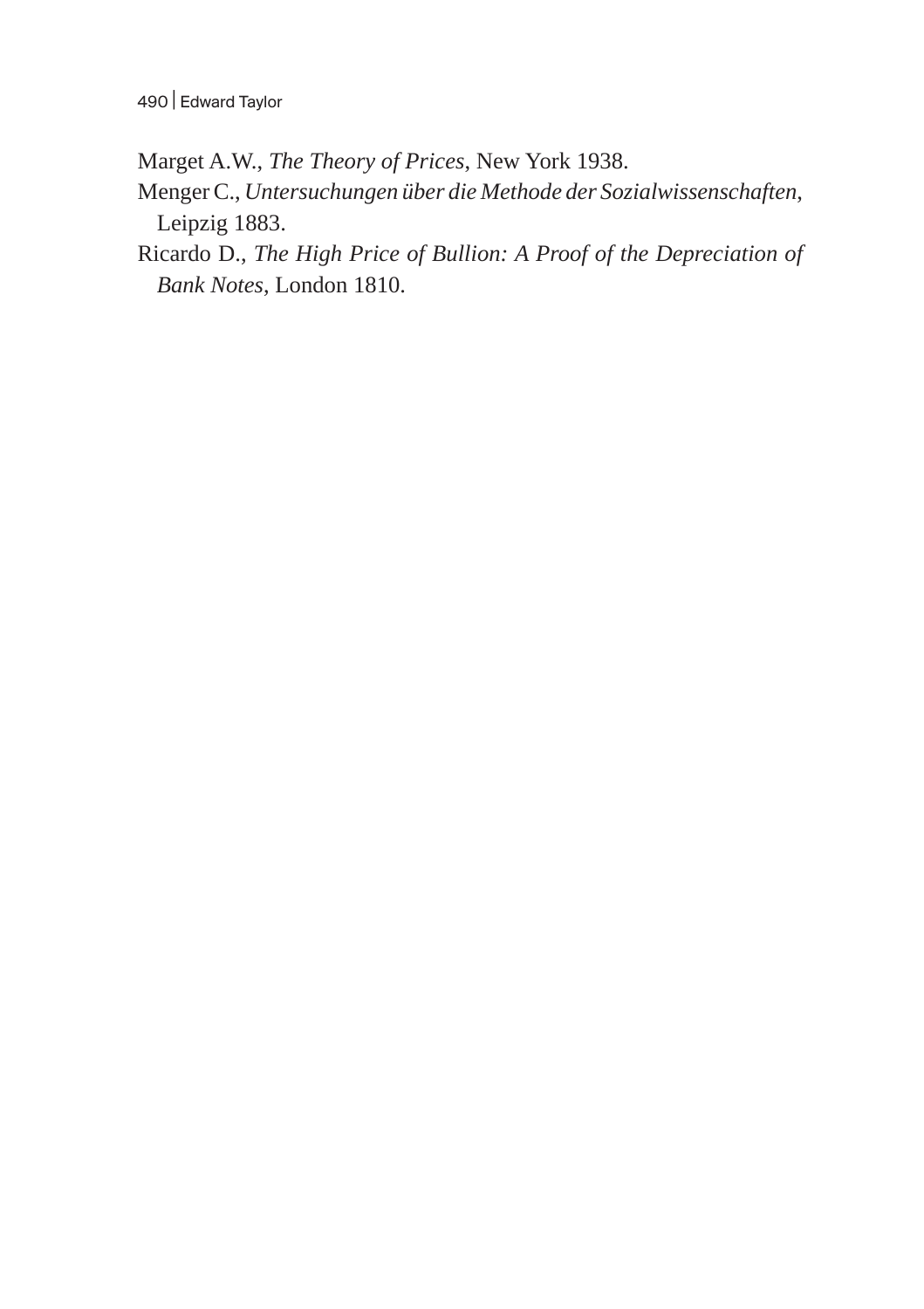Marget A.W., *The Theory of Prices*, New York 1938.

Menger C., *Untersuchungen über die Methode der Sozialwissenschaften*, Leipzig 1883.

Ricardo D., *The High Price of Bullion: A Proof of the Depreciation of Bank Notes*, London 1810.